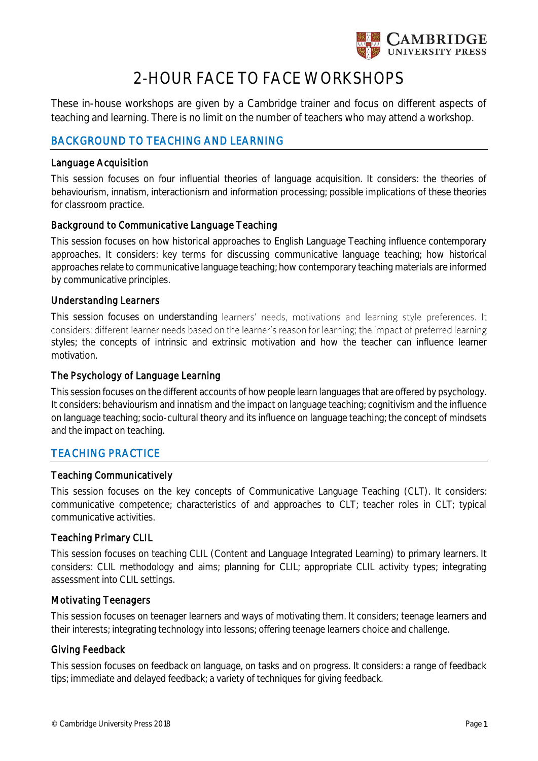# 2-HOUR FACE TO FACE WORKSHOPS

These in-house workshops are given by a Cambridge trainer and focus on different aspects of teaching and learning. There is no limit on the number of teachers who may attend a workshop.

## BACKGROUND TO TEACHING AND LEARNING

### Language Acquisition

This session focuses on four influential theories of language acquisition. It considers: the theories of behaviourism, innatism, interactionism and information processing; possible implications of these theories for classroom practice.

### Background to Communicative Language Teaching

This session focuses on how historical approaches to English Language Teaching influence contemporary approaches. It considers: key terms for discussing communicative language teaching; how historical approaches relate to communicative language teaching; how contemporary teaching materials are informed by communicative principles.

### Understanding Learners

This session focuses on understanding learners' needs, motivations and learning style preferences. It considers: different learner needs based on the learner's reason for learning; the impact of preferred learning styles; the concepts of intrinsic and extrinsic motivation and how the teacher can influence learner motivation.

### The Psychology of Language Learning

This session focuses on the different accounts of how people learn languages that are offered by psychology. It considers: behaviourism and innatism and the impact on language teaching; cognitivism and the influence on language teaching; socio-cultural theory and its influence on language teaching; the concept of mindsets and the impact on teaching.

## TEACHING PRACTICE

### Teaching Communicatively

This session focuses on the key concepts of Communicative Language Teaching (CLT). It considers: communicative competence; characteristics of and approaches to CLT; teacher roles in CLT; typical communicative activities.

### Teaching Primary CLIL

This session focuses on teaching CLIL (Content and Language Integrated Learning) to primary learners. It considers: CLIL methodology and aims; planning for CLIL; appropriate CLIL activity types; integrating assessment into CLIL settings.

### Motivating Teenagers

This session focuses on teenager learners and ways of motivating them. It considers; teenage learners and their interests; integrating technology into lessons; offering teenage learners choice and challenge.

### Giving Feedback

This session focuses on feedback on language, on tasks and on progress. It considers: a range of feedback tips; immediate and delayed feedback; a variety of techniques for giving feedback.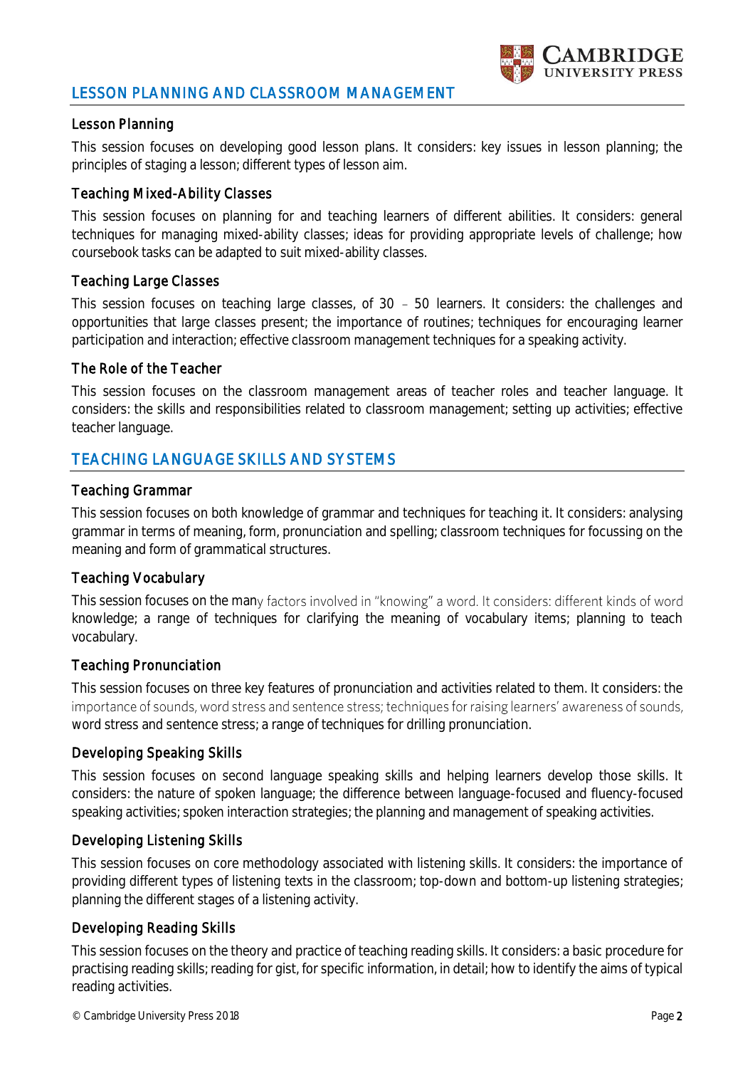## LESSON PLANNING AND CLASSROOM MANAGEMENT

### Lesson Planning

This session focuses on developing good lesson plans. It considers: key issues in lesson planning; the principles of staging a lesson; different types of lesson aim.

### Teaching Mixed-Ability Classes

This session focuses on planning for and teaching learners of different abilities. It considers: general techniques for managing mixed-ability classes; ideas for providing appropriate levels of challenge; how coursebook tasks can be adapted to suit mixed-ability classes.

### Teaching Large Classes

This session focuses on teaching large classes, of 30 – 50 learners. It considers: the challenges and opportunities that large classes present; the importance of routines; techniques for encouraging learner participation and interaction; effective classroom management techniques for a speaking activity.

### The Role of the Teacher

This session focuses on the classroom management areas of teacher roles and teacher language. It considers: the skills and responsibilities related to classroom management; setting up activities; effective teacher language.

## TEACHING LANGUAGE SKILLS AND SYSTEMS

### Teaching Grammar

This session focuses on both knowledge of grammar and techniques for teaching it. It considers: analysing grammar in terms of meaning, form, pronunciation and spelling; classroom techniques for focussing on the meaning and form of grammatical structures.

### Teaching Vocabulary

This session focuses on the many factors involved in "knowing" a word. It considers: different kinds of word knowledge; a range of techniques for clarifying the meaning of vocabulary items; planning to teach vocabulary.

### Teaching Pronunciation

This session focuses on three key features of pronunciation and activities related to them. It considers: the importance of sounds, word stress and sentence stress; techniques for raising learners' awareness of sounds, word stress and sentence stress; a range of techniques for drilling pronunciation.

### Developing Speaking Skills

This session focuses on second language speaking skills and helping learners develop those skills. It considers: the nature of spoken language; the difference between language-focused and fluency-focused speaking activities; spoken interaction strategies; the planning and management of speaking activities.

### Developing Listening Skills

This session focuses on core methodology associated with listening skills. It considers: the importance of providing different types of listening texts in the classroom; top-down and bottom-up listening strategies; planning the different stages of a listening activity.

### Developing Reading Skills

This session focuses on the theory and practice of teaching reading skills. It considers: a basic procedure for practising reading skills; reading for gist, for specific information, in detail; how to identify the aims of typical reading activities.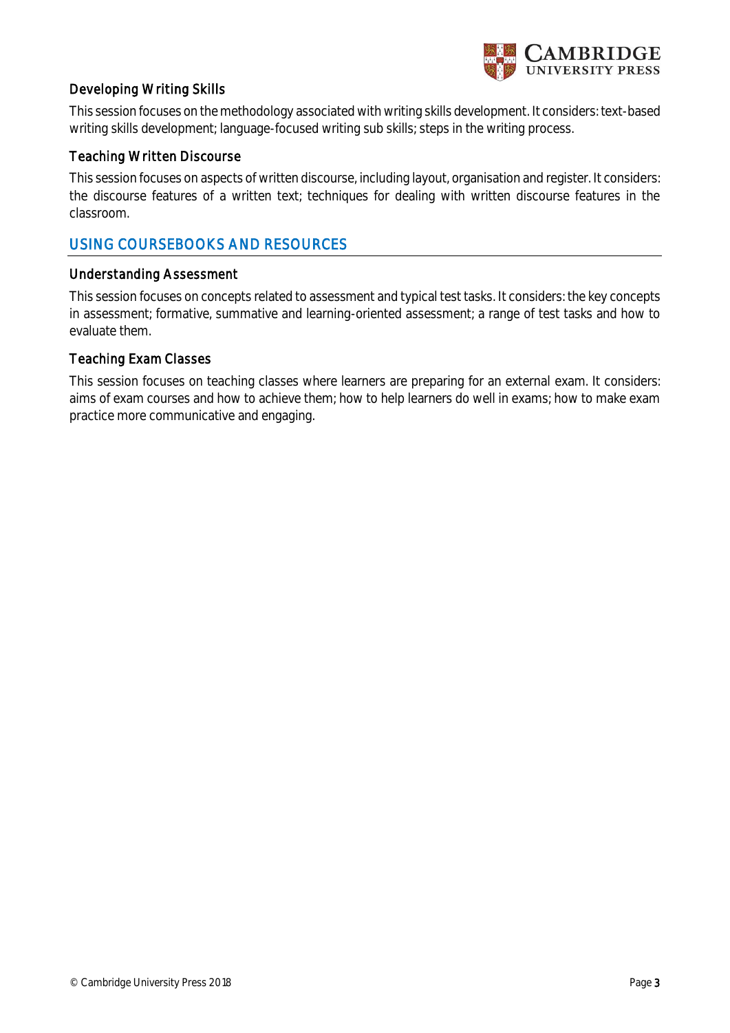### Developing Writing Skills

This session focuses on the methodology associated with writing skills development. It considers: text-based writing skills development; language-focused writing sub skills; steps in the writing process.

### Teaching Written Discourse

This session focuses on aspects of written discourse, including layout, organisation and register. It considers: the discourse features of a written text; techniques for dealing with written discourse features in the classroom.

## USING COURSEBOOKS AND RESOURCES

### Understanding Assessment

This session focuses on concepts related to assessment and typical test tasks. It considers: the key concepts in assessment; formative, summative and learning-oriented assessment; a range of test tasks and how to evaluate them.

### Teaching Exam Classes

This session focuses on teaching classes where learners are preparing for an external exam. It considers: aims of exam courses and how to achieve them; how to help learners do well in exams; how to make exam practice more communicative and engaging.